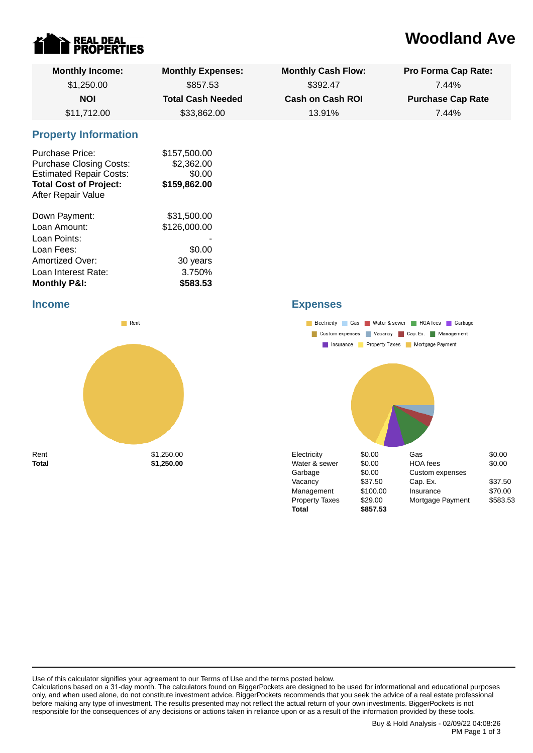REAL DEAL PROPERTIES

# Woodland Ave

| Monthly Income: | Monthly Expenses: | Monthly Cash Flow: | Pro Forma Cap Rate: |
|---|---|---|---|
| $1,250.00 | $857.53 | $392.47 | 7.44% |
| **NOI** | **Total Cash Needed** | **Cash on Cash ROI** | **Purchase Cap Rate** |
| $11,712.00 | $33,862.00 | 13.91% | 7.44% |

## Property Information

| | |
|---|---|
| Purchase Price: | $157,500.00 |
| Purchase Closing Costs: | $2,362.00 |
| Estimated Repair Costs: | $0.00 |
| **Total Cost of Project:** | **$159,862.00** |
| After Repair Value | |

| | |
|---|---|
| Down Payment: | $31,500.00 |
| Loan Amount: | $126,000.00 |
| Loan Points: | - |
| Loan Fees: | $0.00 |
| Amortized Over: | 30 years |
| Loan Interest Rate: | 3.750% |
| **Monthly P&I:** | **$583.53** |

## Income

| | |
|---|---|
| Rent | $1,250.00 |
| **Total** | **$1,250.00** |

## Expenses

| | | | |
|---|---|---|---|
| Electricity | $0.00 | Gas | $0.00 |
| Water & sewer | $0.00 | HOA fees | $0.00 |
| Garbage | $0.00 | Custom expenses | |
| Vacancy | $37.50 | Cap. Ex. | $37.50 |
| Management | $100.00 | Insurance | $70.00 |
| Property Taxes | $29.00 | Mortgage Payment | $583.53 |
| **Total** | **$857.53** | | |

Use of this calculator signifies your agreement to our Terms of Use and the terms posted below.
Calculations based on a 31-day month. The calculators found on BiggerPockets are designed to be used for informational and educational purposes only, and when used alone, do not constitute investment advice. BiggerPockets recommends that you seek the advice of a real estate professional before making any type of investment. The results presented may not reflect the actual return of your own investments. BiggerPockets is not responsible for the consequences of any decisions or actions taken in reliance upon or as a result of the information provided by these tools.

Buy & Hold Analysis - 02/09/22 04:08:26 PM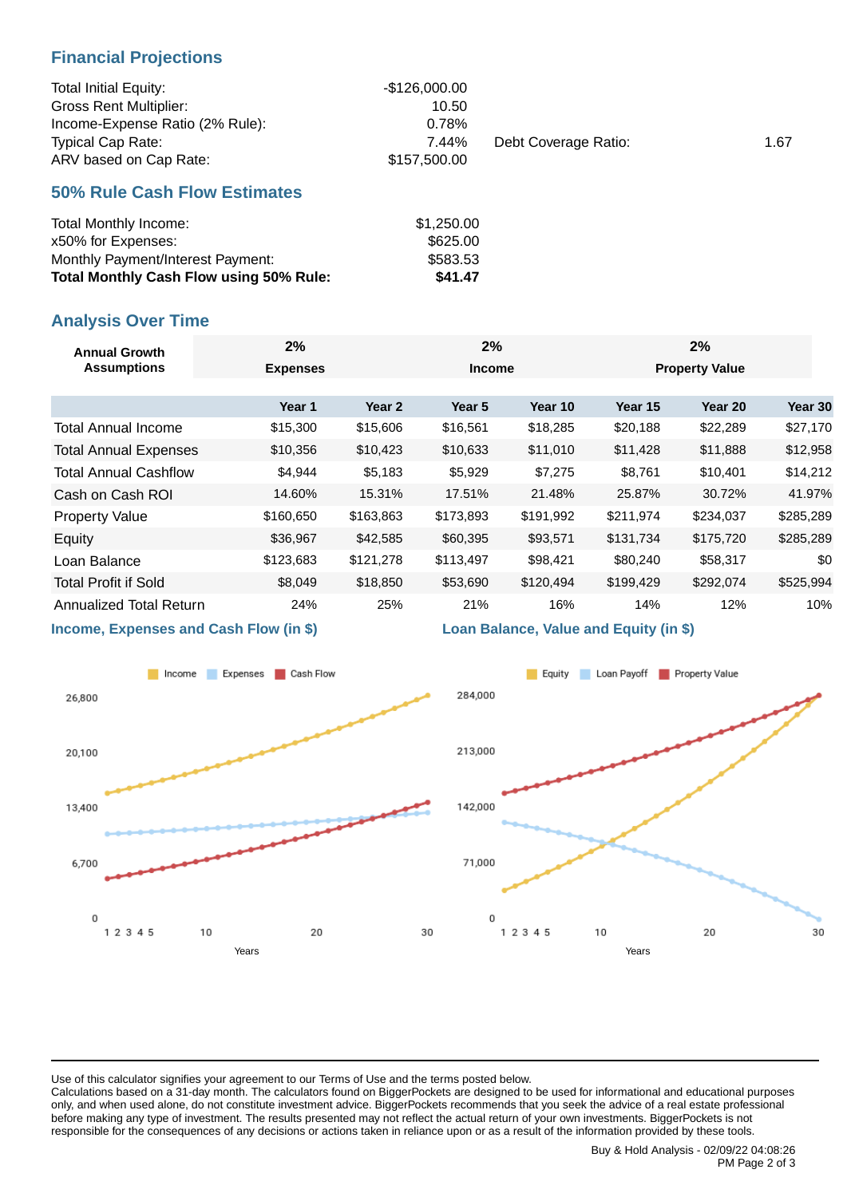## Financial Projections

| | | | |
|---|---|---|---|
| Total Initial Equity: | -$126,000.00 | | |
| Gross Rent Multiplier: | 10.50 | | |
| Income-Expense Ratio (2% Rule): | 0.78% | | |
| Typical Cap Rate: | 7.44% | Debt Coverage Ratio: | 1.67 |
| ARV based on Cap Rate: | $157,500.00 | | |

## 50% Rule Cash Flow Estimates

| | |
|---|---|
| Total Monthly Income: | $1,250.00 |
| x50% for Expenses: | $625.00 |
| Monthly Payment/Interest Payment: | $583.53 |
| **Total Monthly Cash Flow using 50% Rule:** | **$41.47** |

## Analysis Over Time

| Annual Growth Assumptions | 2% Expenses | 2% Income | 2% Property Value |
|---|---|---|---|

| | Year 1 | Year 2 | Year 5 | Year 10 | Year 15 | Year 20 | Year 30 |
|---|---|---|---|---|---|---|---|
| Total Annual Income | $15,300 | $15,606 | $16,561 | $18,285 | $20,188 | $22,289 | $27,170 |
| Total Annual Expenses | $10,356 | $10,423 | $10,633 | $11,010 | $11,428 | $11,888 | $12,958 |
| Total Annual Cashflow | $4,944 | $5,183 | $5,929 | $7,275 | $8,761 | $10,401 | $14,212 |
| Cash on Cash ROI | 14.60% | 15.31% | 17.51% | 21.48% | 25.87% | 30.72% | 41.97% |
| Property Value | $160,650 | $163,863 | $173,893 | $191,992 | $211,974 | $234,037 | $285,289 |
| Equity | $36,967 | $42,585 | $60,395 | $93,571 | $131,734 | $175,720 | $285,289 |
| Loan Balance | $123,683 | $121,278 | $113,497 | $98,421 | $80,240 | $58,317 | $0 |
| Total Profit if Sold | $8,049 | $18,850 | $53,690 | $120,494 | $199,429 | $292,074 | $525,994 |
| Annualized Total Return | 24% | 25% | 21% | 16% | 14% | 12% | 10% |

### Income, Expenses and Cash Flow (in $)

### Loan Balance, Value and Equity (in $)

Use of this calculator signifies your agreement to our Terms of Use and the terms posted below.
Calculations based on a 31-day month. The calculators found on BiggerPockets are designed to be used for informational and educational purposes only, and when used alone, do not constitute investment advice. BiggerPockets recommends that you seek the advice of a real estate professional before making any type of investment. The results presented may not reflect the actual return of your own investments. BiggerPockets is not responsible for the consequences of any decisions or actions taken in reliance upon or as a result of the information provided by these tools.

Buy & Hold Analysis - 02/09/22 04:08:26 PM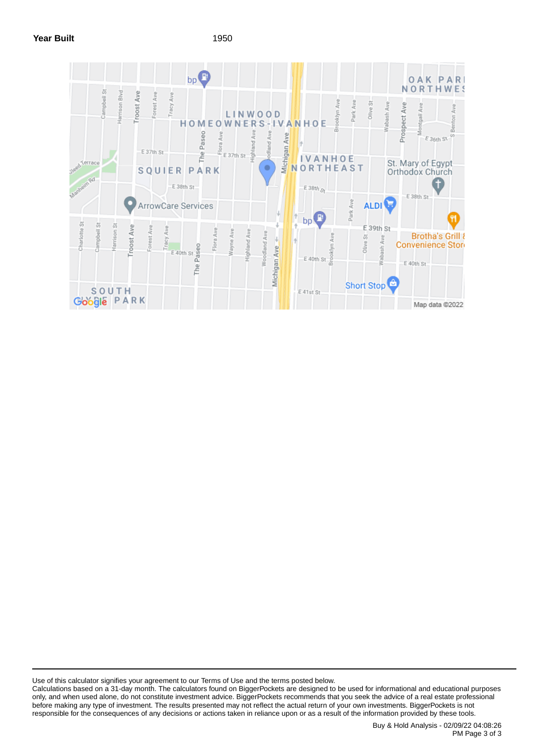| | |
|---|---|
| **Year Built** | 1950 |

Use of this calculator signifies your agreement to our Terms of Use and the terms posted below.
Calculations based on a 31-day month. The calculators found on BiggerPockets are designed to be used for informational and educational purposes only, and when used alone, do not constitute investment advice. BiggerPockets recommends that you seek the advice of a real estate professional before making any type of investment. The results presented may not reflect the actual return of your own investments. BiggerPockets is not responsible for the consequences of any decisions or actions taken in reliance upon or as a result of the information provided by these tools.